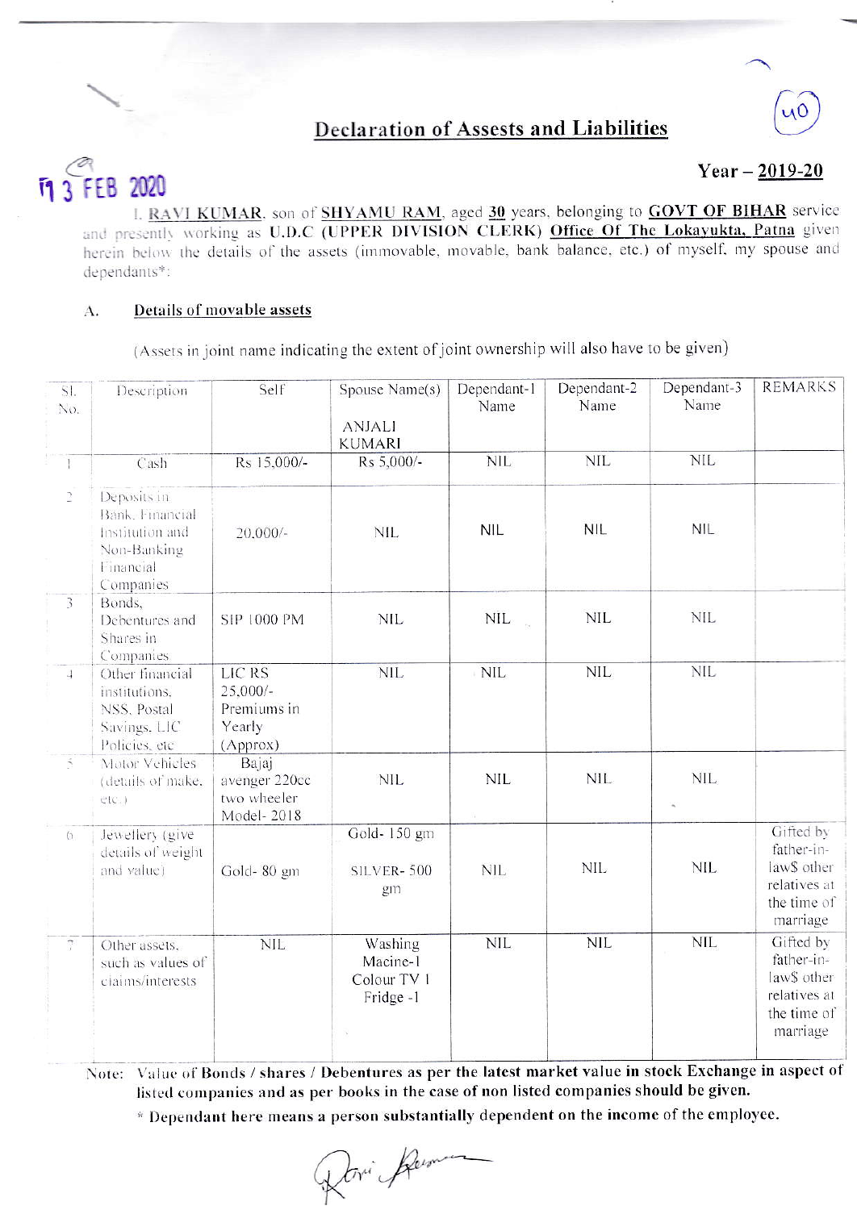# Declaration of Assests and Liabilities

(40)

13 FEB 2020

**Year – 2019-20**

I, **RAVI KUMAR**, son of **SHYAMU RAM**, aged **30** years, belonging to **GOVT OF BIHAR** service and presently working as **U.D.C (UPPER DIVISION CLERK)** **Office Of The Lokayukta, Patna** given herein below the details of the assets (immovable, movable, bank balance, etc.) of myself, my spouse and dependants*:

## A. Details of movable assets

(Assets in joint name indicating the extent of joint ownership will also have to be given)

| Sl. No. | Description | Self | Spouse Name(s) ANJALI KUMARI | Dependant-1 Name | Dependant-2 Name | Dependant-3 Name | REMARKS |
|---|---|---|---|---|---|---|---|
| 1 | Cash | Rs 15,000/- | Rs 5,000/- | NIL | NIL | NIL | |
| 2 | Deposits in Bank, Financial Institution and Non-Banking Financial Companies | 20,000/- | NIL | NIL | NIL | NIL | |
| 3 | Bonds, Debentures and Shares in Companies | SIP 1000 PM | NIL | NIL | NIL | NIL | |
| 4 | Other financial institutions, NSS, Postal Savings, LIC Policies, etc | LIC RS 25,000/- Premiums in Yearly (Approx) | NIL | NIL | NIL | NIL | |
| 5 | Motor Vehicles (details of make, etc.) | Bajaj avenger 220cc two wheeler Model- 2018 | NIL | NIL | NIL | NIL | |
| 6 | Jewellery (give details of weight and value) | Gold- 80 gm | Gold- 150 gm SILVER- 500 gm | NIL | NIL | NIL | Gifted by father-in-law$ other relatives at the time of marriage |
| 7 | Other assets, such as values of claims/interests | NIL | Washing Macine-1 Colour TV 1 Fridge -1 | NIL | NIL | NIL | Gifted by father-in-law$ other relatives at the time of marriage |

Note: **Value of Bonds / shares / Debentures as per the latest market value in stock Exchange in aspect of listed companies and as per books in the case of non listed companies should be given.**

**\* Dependant here means a person substantially dependent on the income of the employee.**

Ravi Kumar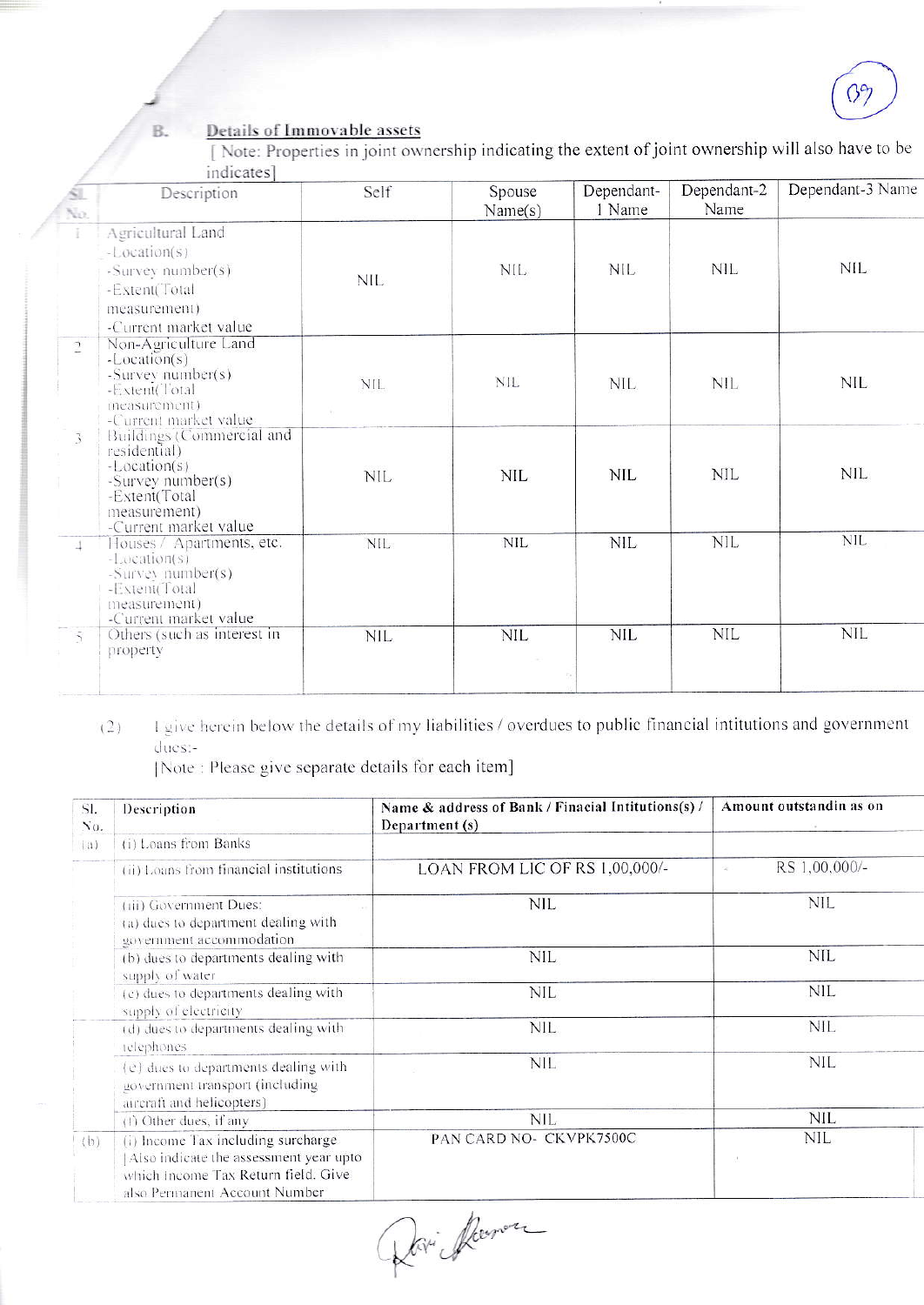**B. Details of Immovable assets**

[ Note: Properties in joint ownership indicating the extent of joint ownership will also have to be indicates]

| Sl. No. | Description | Self | Spouse Name(s) | Dependant-1 Name | Dependant-2 Name | Dependant-3 Name |
|---|---|---|---|---|---|---|
| 1 | Agricultural Land -Location(s) -Survey number(s) -Extent(Total measurement) -Current market value | NIL | NIL | NIL | NIL | NIL |
| 2 | Non-Agriculture Land -Location(s) -Survey number(s) -Extent(Total measurement) -Current market value | NIL | NIL | NIL | NIL | NIL |
| 3 | Buildings (Commercial and residential) -Location(s) -Survey number(s) -Extent(Total measurement) -Current market value | NIL | NIL | NIL | NIL | NIL |
| 4 | Houses / Apartments, etc. -Location(s) -Survey number(s) -Extent(Total measurement) -Current market value | NIL | NIL | NIL | NIL | NIL |
| 5 | Others (such as interest in property | NIL | NIL | NIL | NIL | NIL |

(2) I give herein below the details of my liabilities / overdues to public financial intitutions and government dues:-

[Note : Please give separate details for each item]

| Sl. No. | Description | Name & address of Bank / Finacial Intitutions(s) / Department (s) | Amount outstandin as on |
|---|---|---|---|
| (a) | (i) Loans from Banks | | |
| | (ii) Loans from financial institutions | LOAN FROM LIC OF RS 1,00,000/- | RS 1,00,000/- |
| | (iii) Government Dues: (a) dues to department dealing with government accommodation | NIL | NIL |
| | (b) dues to departments dealing with supply of water | NIL | NIL |
| | (c) dues to departments dealing with supply of electricity | NIL | NIL |
| | (d) dues to departments dealing with telephones | NIL | NIL |
| | (e) dues to departments dealing with government transport (including aircraft and helicopters) | NIL | NIL |
| | (f) Other dues, if any | NIL | NIL |
| (b) | (i) Income Tax including surcharge [Also indicate the assessment year upto which Income Tax Return filed. Give also Permanent Account Number | PAN CARD NO- CKVPK7500C | NIL |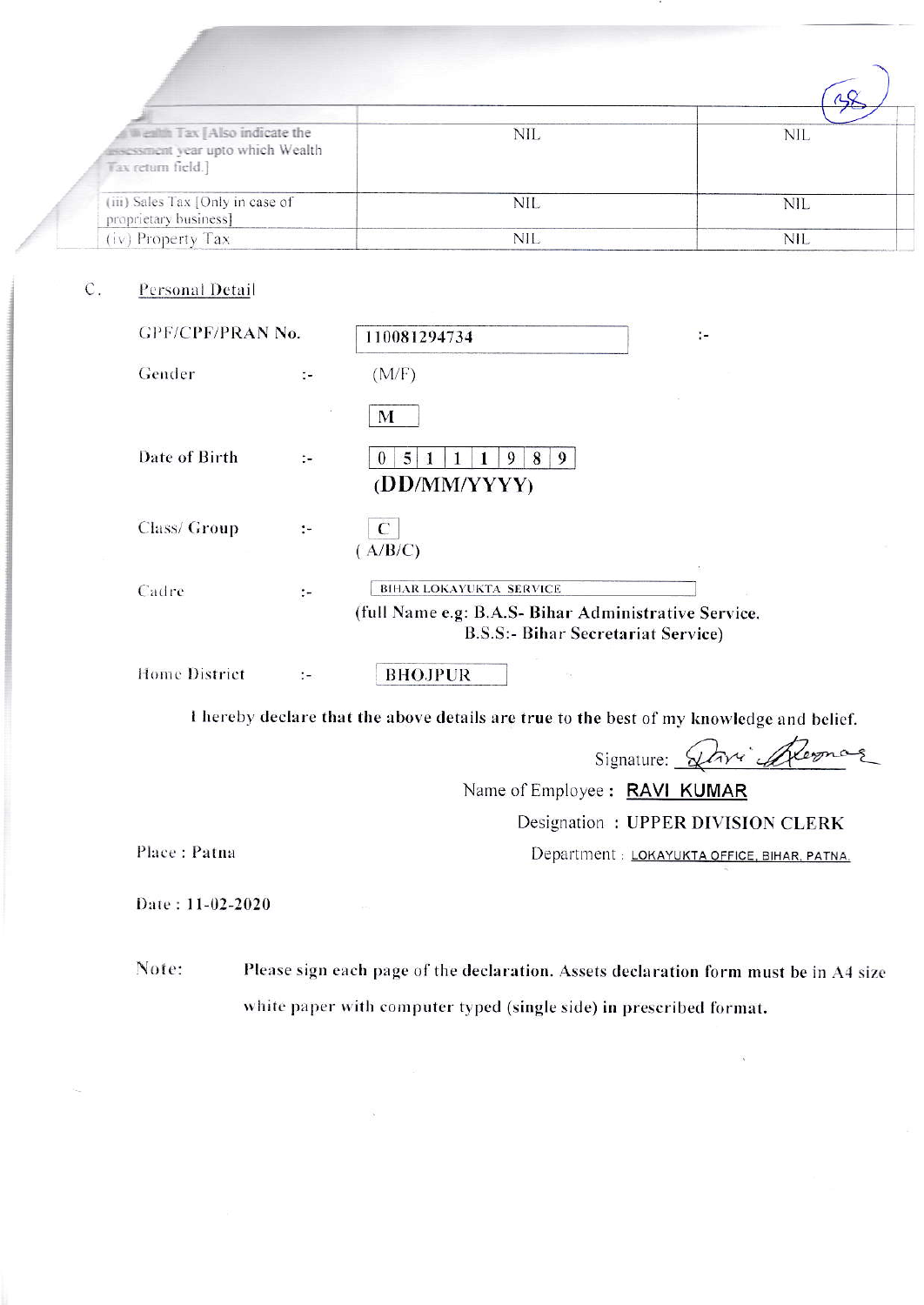| | | |
|---|---|---|
| Wealth Tax [Also indicate the assessment year upto which Wealth Tax return field.] | NIL | NIL |
| (iii) Sales Tax [Only in case of proprietary business] | NIL | NIL |
| (iv) Property Tax | NIL | NIL |

C. Personal Detail

GPF/CPF/PRAN No. 110081294734 :-

Gender :- (M/F)

M

Date of Birth :- 0 5 1 1 1 9 8 9
(DD/MM/YYYY)

Class/ Group :- C
( A/B/C)

Cadre :- BIHAR LOKAYUKTA SERVICE
(full Name e.g: B.A.S- Bihar Administrative Service. B.S.S:- Bihar Secretariat Service)

Home District :- BHOJPUR

I hereby declare that the above details are true to the best of my knowledge and belief.

Signature: Ravi Kumar

Name of Employee : **RAVI KUMAR**

Designation : UPPER DIVISION CLERK

Place : Patna

Department : LOKAYUKTA OFFICE, BIHAR, PATNA.

Date : 11-02-2020

Note: Please sign each page of the declaration. Assets declaration form must be in A4 size white paper with computer typed (single side) in prescribed format.